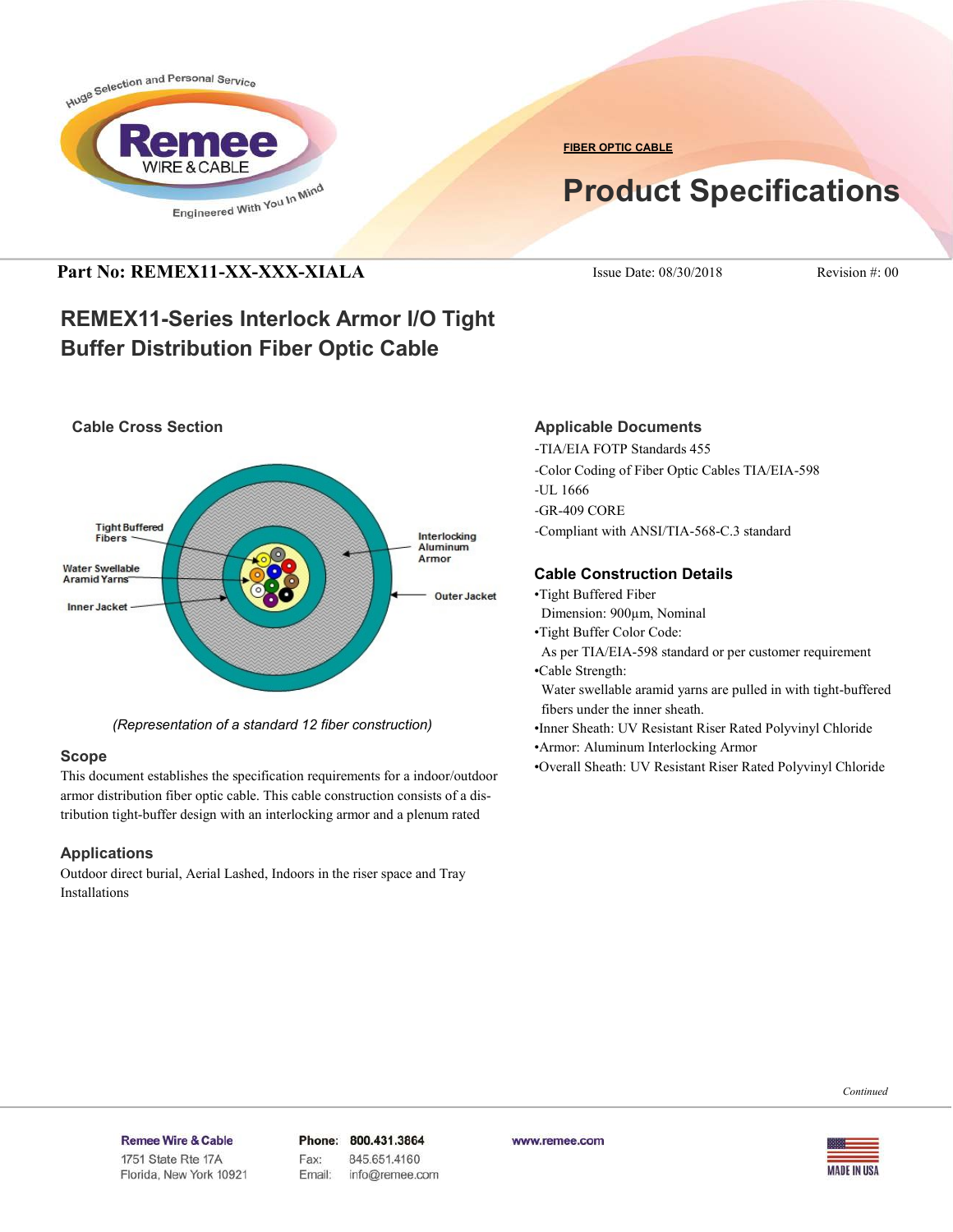FIBER OPTIC CABLE

# Product Specifications

**Part No: REMEX11-XX-XXX-XIALA** Issue Date: 08/30/2018 Revision #: 00

## REMEX11-Series Interlock Armor I/O Tight Buffer Distribution Fiber Optic Cable

### Cable Cross Section

Tight Buffered Fibers
Water Swellable Aramid Yarns
Inner Jacket
Interlocking Aluminum Armor
Outer Jacket

*(Representation of a standard 12 fiber construction)*

### Scope

This document establishes the specification requirements for a indoor/outdoor armor distribution fiber optic cable. This cable construction consists of a distribution tight-buffer design with an interlocking armor and a plenum rated

### Applications

Outdoor direct burial, Aerial Lashed, Indoors in the riser space and Tray Installations

### Applicable Documents

-TIA/EIA FOTP Standards 455
-Color Coding of Fiber Optic Cables TIA/EIA-598
-UL 1666
-GR-409 CORE
-Compliant with ANSI/TIA-568-C.3 standard

### Cable Construction Details

- Tight Buffered Fiber
  Dimension: 900µm, Nominal
- Tight Buffer Color Code:
  As per TIA/EIA-598 standard or per customer requirement
- Cable Strength:
  Water swellable aramid yarns are pulled in with tight-buffered fibers under the inner sheath.
- Inner Sheath: UV Resistant Riser Rated Polyvinyl Chloride
- Armor: Aluminum Interlocking Armor
- Overall Sheath: UV Resistant Riser Rated Polyvinyl Chloride

*Continued*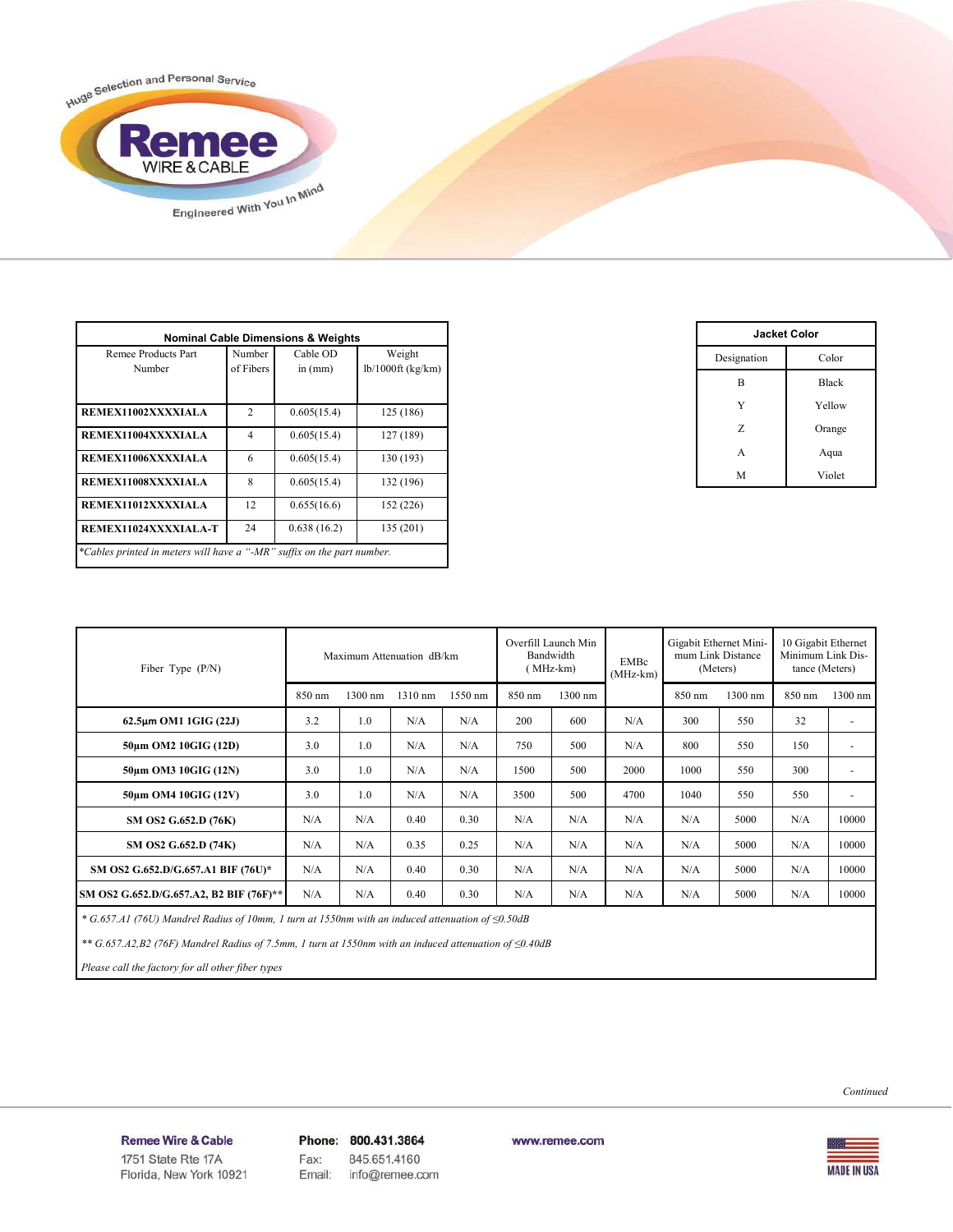| Nominal Cable Dimensions & Weights | | | |
|---|---|---|---|
| Remee Products Part Number | Number of Fibers | Cable OD in (mm) | Weight lb/1000ft (kg/km) |
| **REMEX11002XXXXIALA** | 2 | 0.605(15.4) | 125 (186) |
| **REMEX11004XXXXIALA** | 4 | 0.605(15.4) | 127 (189) |
| **REMEX11006XXXXIALA** | 6 | 0.605(15.4) | 130 (193) |
| **REMEX11008XXXXIALA** | 8 | 0.605(15.4) | 132 (196) |
| **REMEX11012XXXXIALA** | 12 | 0.655(16.6) | 152 (226) |
| **REMEX11024XXXXIALA-T** | 24 | 0.638 (16.2) | 135 (201) |

*Cables printed in meters will have a "-MR" suffix on the part number.*

| Jacket Color | |
|---|---|
| Designation | Color |
| B | Black |
| Y | Yellow |
| Z | Orange |
| A | Aqua |
| M | Violet |

| Fiber Type (P/N) | Maximum Attenuation dB/km | | | | Overfill Launch Min Bandwidth (MHz-km) | | EMBc (MHz-km) | Gigabit Ethernet Minimum Link Distance (Meters) | | 10 Gigabit Ethernet Minimum Link Distance (Meters) | |
|---|---|---|---|---|---|---|---|---|---|---|---|
| | 850 nm | 1300 nm | 1310 nm | 1550 nm | 850 nm | 1300 nm | | 850 nm | 1300 nm | 850 nm | 1300 nm |
| **62.5µm OM1 1GIG (22J)** | 3.2 | 1.0 | N/A | N/A | 200 | 600 | N/A | 300 | 550 | 32 | - |
| **50µm OM2 10GIG (12D)** | 3.0 | 1.0 | N/A | N/A | 750 | 500 | N/A | 800 | 550 | 150 | - |
| **50µm OM3 10GIG (12N)** | 3.0 | 1.0 | N/A | N/A | 1500 | 500 | 2000 | 1000 | 550 | 300 | - |
| **50µm OM4 10GIG (12V)** | 3.0 | 1.0 | N/A | N/A | 3500 | 500 | 4700 | 1040 | 550 | 550 | - |
| **SM OS2 G.652.D (76K)** | N/A | N/A | 0.40 | 0.30 | N/A | N/A | N/A | N/A | 5000 | N/A | 10000 |
| **SM OS2 G.652.D (74K)** | N/A | N/A | 0.35 | 0.25 | N/A | N/A | N/A | N/A | 5000 | N/A | 10000 |
| **SM OS2 G.652.D/G.657.A1 BIF (76U)*** | N/A | N/A | 0.40 | 0.30 | N/A | N/A | N/A | N/A | 5000 | N/A | 10000 |
| **SM OS2 G.652.D/G.657.A2, B2 BIF (76F)**** | N/A | N/A | 0.40 | 0.30 | N/A | N/A | N/A | N/A | 5000 | N/A | 10000 |

*\* G.657.A1 (76U) Mandrel Radius of 10mm, 1 turn at 1550nm with an induced attenuation of ≤0.50dB*

*\*\* G.657.A2,B2 (76F) Mandrel Radius of 7.5mm, 1 turn at 1550nm with an induced attenuation of ≤0.40dB*

*Please call the factory for all other fiber types*

*Continued*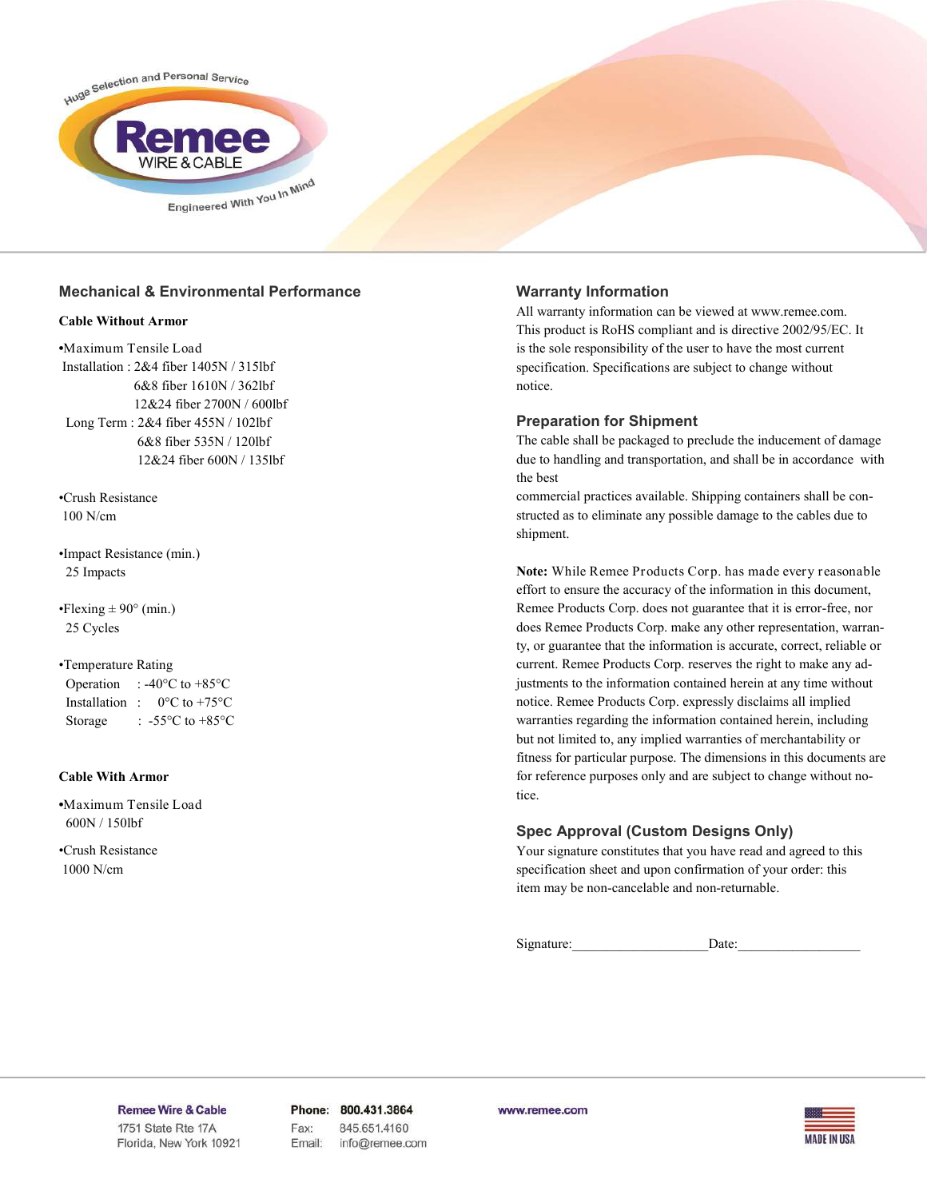## Mechanical & Environmental Performance

**Cable Without Armor**

•Maximum Tensile Load

Installation : 2&4 fiber 1405N / 315lbf
6&8 fiber 1610N / 362lbf
12&24 fiber 2700N / 600lbf

Long Term : 2&4 fiber 455N / 102lbf
6&8 fiber 535N / 120lbf
12&24 fiber 600N / 135lbf

•Crush Resistance
100 N/cm

•Impact Resistance (min.)
25 Impacts

•Flexing ± 90° (min.)
25 Cycles

•Temperature Rating
Operation : -40°C to +85°C
Installation : 0°C to +75°C
Storage : -55°C to +85°C

**Cable With Armor**

•Maximum Tensile Load
600N / 150lbf

•Crush Resistance
1000 N/cm

## Warranty Information

All warranty information can be viewed at www.remee.com. This product is RoHS compliant and is directive 2002/95/EC. It is the sole responsibility of the user to have the most current specification. Specifications are subject to change without notice.

## Preparation for Shipment

The cable shall be packaged to preclude the inducement of damage due to handling and transportation, and shall be in accordance with the best commercial practices available. Shipping containers shall be constructed as to eliminate any possible damage to the cables due to shipment.

**Note:** While Remee Products Corp. has made every reasonable effort to ensure the accuracy of the information in this document, Remee Products Corp. does not guarantee that it is error-free, nor does Remee Products Corp. make any other representation, warranty, or guarantee that the information is accurate, correct, reliable or current. Remee Products Corp. reserves the right to make any adjustments to the information contained herein at any time without notice. Remee Products Corp. expressly disclaims all implied warranties regarding the information contained herein, including but not limited to, any implied warranties of merchantability or fitness for particular purpose. The dimensions in this documents are for reference purposes only and are subject to change without notice.

## Spec Approval (Custom Designs Only)

Your signature constitutes that you have read and agreed to this specification sheet and upon confirmation of your order: this item may be non-cancelable and non-returnable.

Signature:____________________ Date:__________________